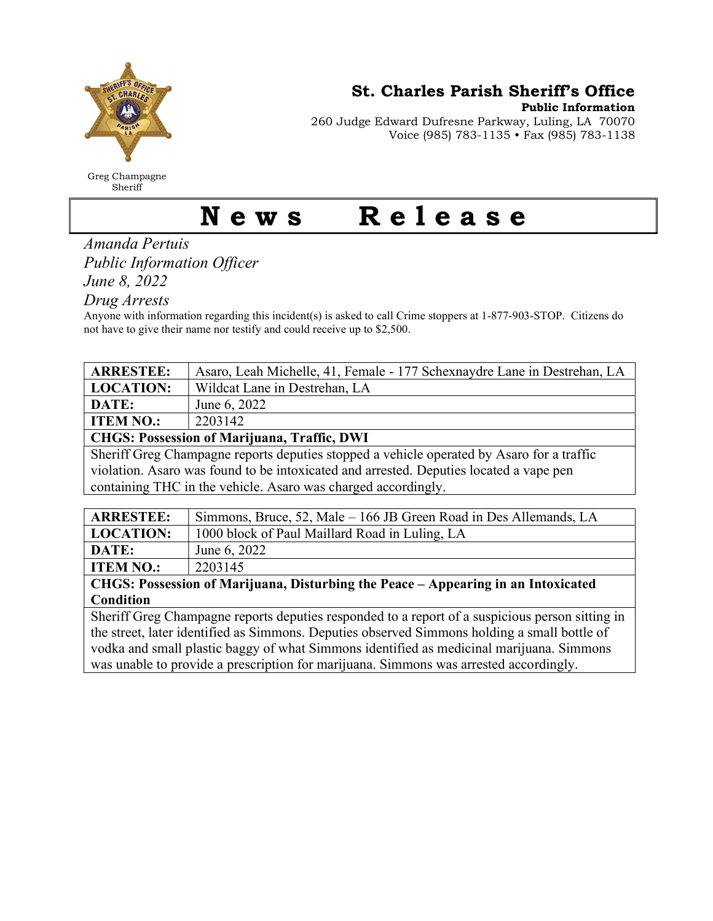# St. Charles Parish Sheriff's Office

**Public Information**

260 Judge Edward Dufresne Parkway, Luling, LA 70070
Voice (985) 783-1135 • Fax (985) 783-1138

Greg Champagne
Sheriff

# News Release

*Amanda Pertuis*
*Public Information Officer*
*June 8, 2022*
*Drug Arrests*

Anyone with information regarding this incident(s) is asked to call Crime stoppers at 1-877-903-STOP. Citizens do not have to give their name nor testify and could receive up to $2,500.

| **ARRESTEE:** | Asaro, Leah Michelle, 41, Female - 177 Schexnaydre Lane in Destrehan, LA |
|---|---|
| **LOCATION:** | Wildcat Lane in Destrehan, LA |
| **DATE:** | June 6, 2022 |
| **ITEM NO.:** | 2203142 |
| **CHGS: Possession of Marijuana, Traffic, DWI** | |
| Sheriff Greg Champagne reports deputies stopped a vehicle operated by Asaro for a traffic violation. Asaro was found to be intoxicated and arrested. Deputies located a vape pen containing THC in the vehicle. Asaro was charged accordingly. | |

| **ARRESTEE:** | Simmons, Bruce, 52, Male – 166 JB Green Road in Des Allemands, LA |
|---|---|
| **LOCATION:** | 1000 block of Paul Maillard Road in Luling, LA |
| **DATE:** | June 6, 2022 |
| **ITEM NO.:** | 2203145 |
| **CHGS: Possession of Marijuana, Disturbing the Peace – Appearing in an Intoxicated Condition** | |
| Sheriff Greg Champagne reports deputies responded to a report of a suspicious person sitting in the street, later identified as Simmons. Deputies observed Simmons holding a small bottle of vodka and small plastic baggy of what Simmons identified as medicinal marijuana. Simmons was unable to provide a prescription for marijuana. Simmons was arrested accordingly. | |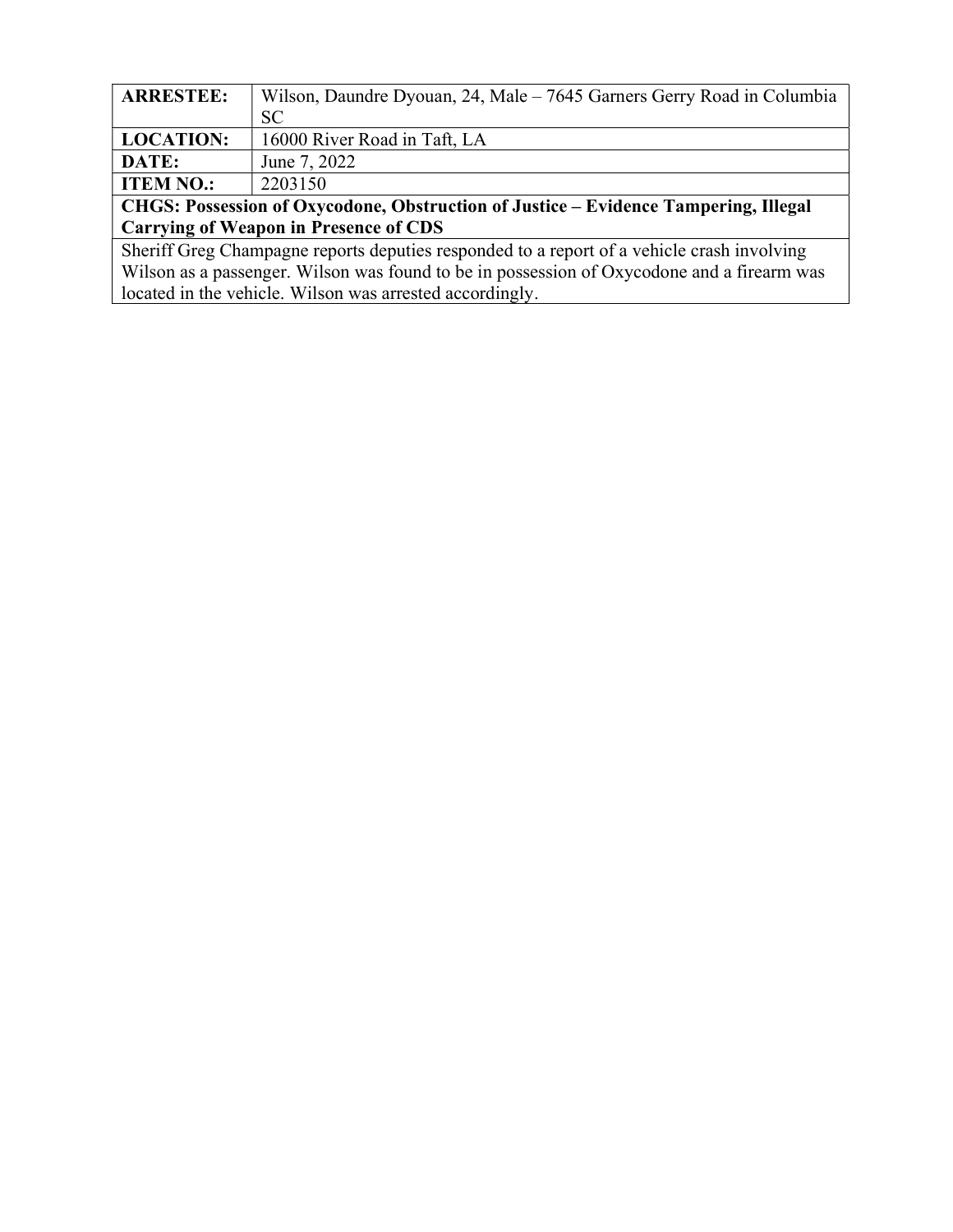| | |
|---|---|
| **ARRESTEE:** | Wilson, Daundre Dyouan, 24, Male – 7645 Garners Gerry Road in Columbia SC |
| **LOCATION:** | 16000 River Road in Taft, LA |
| **DATE:** | June 7, 2022 |
| **ITEM NO.:** | 2203150 |
| **CHGS: Possession of Oxycodone, Obstruction of Justice – Evidence Tampering, Illegal Carrying of Weapon in Presence of CDS** | |
| Sheriff Greg Champagne reports deputies responded to a report of a vehicle crash involving Wilson as a passenger. Wilson was found to be in possession of Oxycodone and a firearm was located in the vehicle. Wilson was arrested accordingly. | |